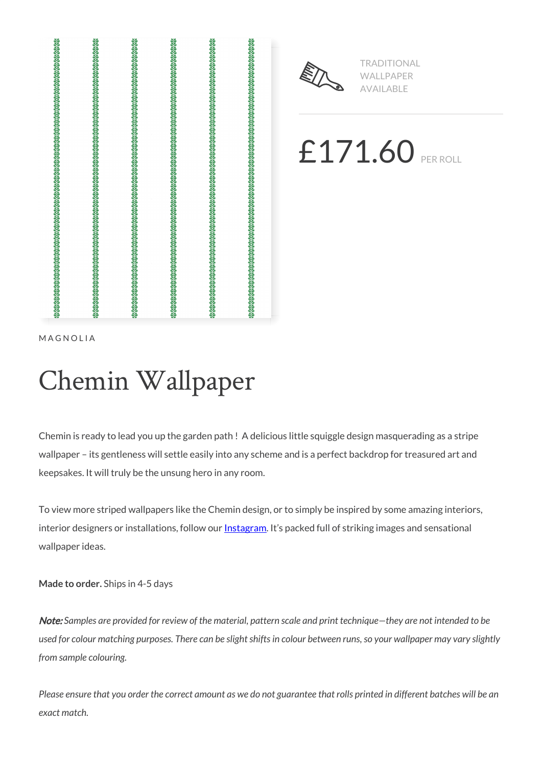TRADITIONAL WALLPAPER AVAILABLE

£171.60 PER ROLL

MAGNOLIA

# Chemin Wallpaper

Chemin is ready to lead you up the garden path ! A delicious little squiggle design masquerading as a stripe wallpaper – its gentleness will settle easily into any scheme and is a perfect backdrop for treasured art and keepsakes. It will truly be the unsung hero in any room.

To view more striped wallpapers like the Chemin design, or to simply be inspired by some amazing interiors, interior designers or installations, follow our Instagram. It's packed full of striking images and sensational wallpaper ideas.

**Made to order.** Ships in 4-5 days

***Note:*** *Samples are provided for review of the material, pattern scale and print technique—they are not intended to be used for colour matching purposes. There can be slight shifts in colour between runs, so your wallpaper may vary slightly from sample colouring.*

*Please ensure that you order the correct amount as we do not guarantee that rolls printed in different batches will be an exact match.*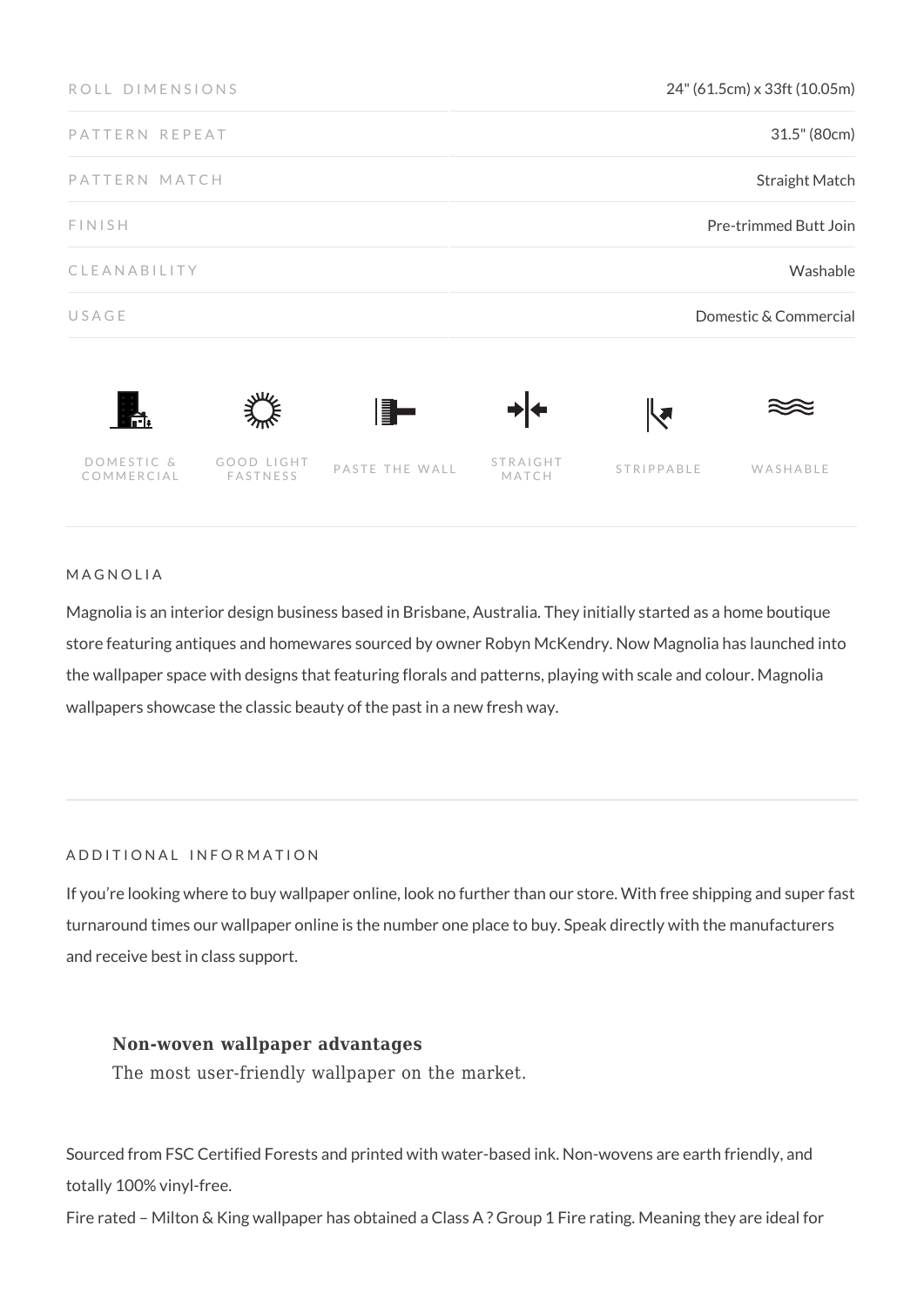| ROLL DIMENSIONS | 24" (61.5cm) x 33ft (10.05m) |
|---|---|
| PATTERN REPEAT | 31.5" (80cm) |
| PATTERN MATCH | Straight Match |
| FINISH | Pre-trimmed Butt Join |
| CLEANABILITY | Washable |
| USAGE | Domestic & Commercial |

DOMESTIC & COMMERCIAL | GOOD LIGHT FASTNESS | PASTE THE WALL | STRAIGHT MATCH | STRIPPABLE | WASHABLE

## MAGNOLIA

Magnolia is an interior design business based in Brisbane, Australia. They initially started as a home boutique store featuring antiques and homewares sourced by owner Robyn McKendry. Now Magnolia has launched into the wallpaper space with designs that featuring florals and patterns, playing with scale and colour. Magnolia wallpapers showcase the classic beauty of the past in a new fresh way.

## ADDITIONAL INFORMATION

If you're looking where to buy wallpaper online, look no further than our store. With free shipping and super fast turnaround times our wallpaper online is the number one place to buy. Speak directly with the manufacturers and receive best in class support.

**Non-woven wallpaper advantages**
The most user-friendly wallpaper on the market.

Sourced from FSC Certified Forests and printed with water-based ink. Non-wovens are earth friendly, and totally 100% vinyl-free.
Fire rated – Milton & King wallpaper has obtained a Class A ? Group 1 Fire rating. Meaning they are ideal for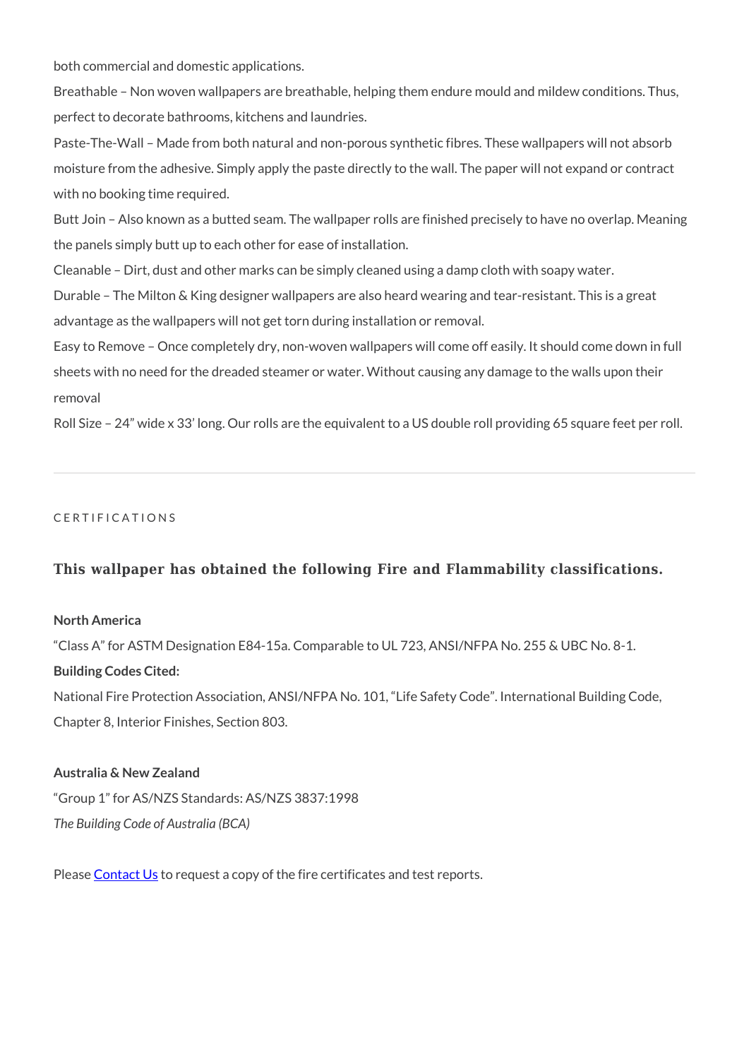both commercial and domestic applications.

Breathable – Non woven wallpapers are breathable, helping them endure mould and mildew conditions. Thus, perfect to decorate bathrooms, kitchens and laundries.

Paste-The-Wall – Made from both natural and non-porous synthetic fibres. These wallpapers will not absorb moisture from the adhesive. Simply apply the paste directly to the wall. The paper will not expand or contract with no booking time required.

Butt Join – Also known as a butted seam. The wallpaper rolls are finished precisely to have no overlap. Meaning the panels simply butt up to each other for ease of installation.

Cleanable – Dirt, dust and other marks can be simply cleaned using a damp cloth with soapy water.

Durable – The Milton & King designer wallpapers are also heard wearing and tear-resistant. This is a great advantage as the wallpapers will not get torn during installation or removal.

Easy to Remove – Once completely dry, non-woven wallpapers will come off easily. It should come down in full sheets with no need for the dreaded steamer or water. Without causing any damage to the walls upon their removal

Roll Size – 24" wide x 33' long. Our rolls are the equivalent to a US double roll providing 65 square feet per roll.

---

CERTIFICATIONS

## This wallpaper has obtained the following Fire and Flammability classifications.

**North America**

"Class A" for ASTM Designation E84-15a. Comparable to UL 723, ANSI/NFPA No. 255 & UBC No. 8-1.

**Building Codes Cited:**

National Fire Protection Association, ANSI/NFPA No. 101, "Life Safety Code". International Building Code, Chapter 8, Interior Finishes, Section 803.

**Australia & New Zealand**

"Group 1" for AS/NZS Standards: AS/NZS 3837:1998

*The Building Code of Australia (BCA)*

Please Contact Us to request a copy of the fire certificates and test reports.